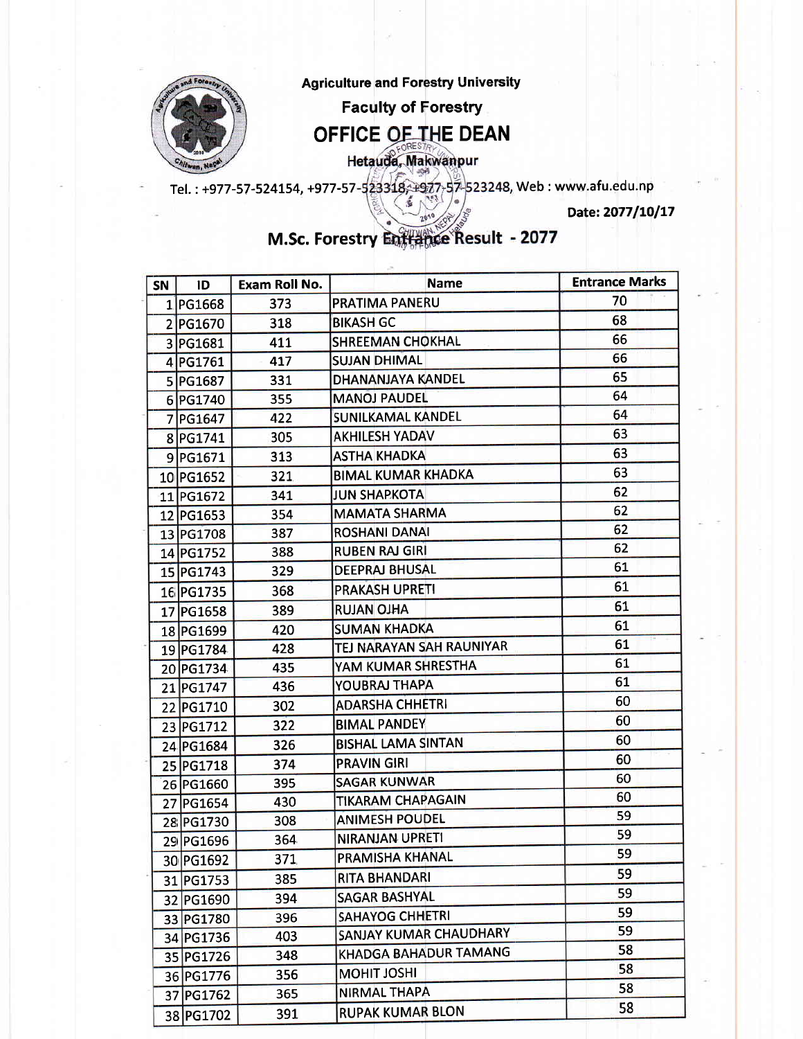Agriculture and Forestry University

Faculty of Forestry

# OFFICE OF THE DEAN

Hetauda, Makwanpur

Tel. : +977-57-524154, +977-57-523318, +977-57-523248, Web : www.afu.edu.np

Date: 2077/10/17

## M.Sc. Forestry Entrance Result - 2077

| SN | ID | Exam Roll No. | Name | Entrance Marks |
|---|---|---|---|---|
| 1 | PG1668 | 373 | PRATIMA PANERU | 70 |
| 2 | PG1670 | 318 | BIKASH GC | 68 |
| 3 | PG1681 | 411 | SHREEMAN CHOKHAL | 66 |
| 4 | PG1761 | 417 | SUJAN DHIMAL | 66 |
| 5 | PG1687 | 331 | DHANANJAYA KANDEL | 65 |
| 6 | PG1740 | 355 | MANOJ PAUDEL | 64 |
| 7 | PG1647 | 422 | SUNILKAMAL KANDEL | 64 |
| 8 | PG1741 | 305 | AKHILESH YADAV | 63 |
| 9 | PG1671 | 313 | ASTHA KHADKA | 63 |
| 10 | PG1652 | 321 | BIMAL KUMAR KHADKA | 63 |
| 11 | PG1672 | 341 | JUN SHAPKOTA | 62 |
| 12 | PG1653 | 354 | MAMATA SHARMA | 62 |
| 13 | PG1708 | 387 | ROSHANI DANAI | 62 |
| 14 | PG1752 | 388 | RUBEN RAJ GIRI | 62 |
| 15 | PG1743 | 329 | DEEPRAJ BHUSAL | 61 |
| 16 | PG1735 | 368 | PRAKASH UPRETI | 61 |
| 17 | PG1658 | 389 | RUJAN OJHA | 61 |
| 18 | PG1699 | 420 | SUMAN KHADKA | 61 |
| 19 | PG1784 | 428 | TEJ NARAYAN SAH RAUNIYAR | 61 |
| 20 | PG1734 | 435 | YAM KUMAR SHRESTHA | 61 |
| 21 | PG1747 | 436 | YOUBRAJ THAPA | 61 |
| 22 | PG1710 | 302 | ADARSHA CHHETRI | 60 |
| 23 | PG1712 | 322 | BIMAL PANDEY | 60 |
| 24 | PG1684 | 326 | BISHAL LAMA SINTAN | 60 |
| 25 | PG1718 | 374 | PRAVIN GIRI | 60 |
| 26 | PG1660 | 395 | SAGAR KUNWAR | 60 |
| 27 | PG1654 | 430 | TIKARAM CHAPAGAIN | 60 |
| 28 | PG1730 | 308 | ANIMESH POUDEL | 59 |
| 29 | PG1696 | 364 | NIRANJAN UPRETI | 59 |
| 30 | PG1692 | 371 | PRAMISHA KHANAL | 59 |
| 31 | PG1753 | 385 | RITA BHANDARI | 59 |
| 32 | PG1690 | 394 | SAGAR BASHYAL | 59 |
| 33 | PG1780 | 396 | SAHAYOG CHHETRI | 59 |
| 34 | PG1736 | 403 | SANJAY KUMAR CHAUDHARY | 59 |
| 35 | PG1726 | 348 | KHADGA BAHADUR TAMANG | 58 |
| 36 | PG1776 | 356 | MOHIT JOSHI | 58 |
| 37 | PG1762 | 365 | NIRMAL THAPA | 58 |
| 38 | PG1702 | 391 | RUPAK KUMAR BLON | 58 |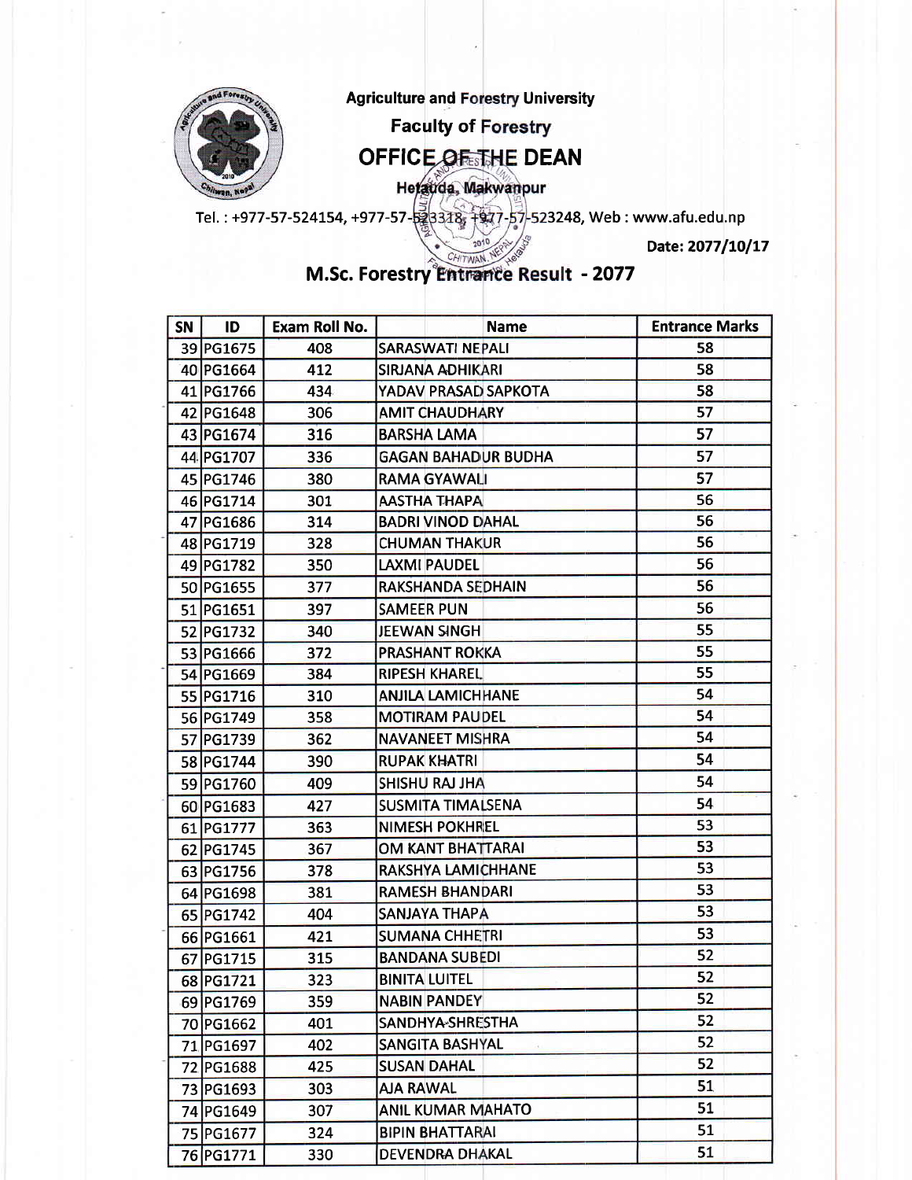Agriculture and Forestry University

Faculty of Forestry

# OFFICE OF THE DEAN

Hetauda, Makwanpur

Tel. : +977-57-524154, +977-57-523318, +977-57-523248, Web : www.afu.edu.np

Date: 2077/10/17

## M.Sc. Forestry Entrance Result - 2077

| SN | ID | Exam Roll No. | Name | Entrance Marks |
|---|---|---|---|---|
| 39 | PG1675 | 408 | SARASWATI NEPALI | 58 |
| 40 | PG1664 | 412 | SIRJANA ADHIKARI | 58 |
| 41 | PG1766 | 434 | YADAV PRASAD SAPKOTA | 58 |
| 42 | PG1648 | 306 | AMIT CHAUDHARY | 57 |
| 43 | PG1674 | 316 | BARSHA LAMA | 57 |
| 44 | PG1707 | 336 | GAGAN BAHADUR BUDHA | 57 |
| 45 | PG1746 | 380 | RAMA GYAWALI | 57 |
| 46 | PG1714 | 301 | AASTHA THAPA | 56 |
| 47 | PG1686 | 314 | BADRI VINOD DAHAL | 56 |
| 48 | PG1719 | 328 | CHUMAN THAKUR | 56 |
| 49 | PG1782 | 350 | LAXMI PAUDEL | 56 |
| 50 | PG1655 | 377 | RAKSHANDA SEDHAIN | 56 |
| 51 | PG1651 | 397 | SAMEER PUN | 56 |
| 52 | PG1732 | 340 | JEEWAN SINGH | 55 |
| 53 | PG1666 | 372 | PRASHANT ROKKA | 55 |
| 54 | PG1669 | 384 | RIPESH KHAREL | 55 |
| 55 | PG1716 | 310 | ANJILA LAMICHHANE | 54 |
| 56 | PG1749 | 358 | MOTIRAM PAUDEL | 54 |
| 57 | PG1739 | 362 | NAVANEET MISHRA | 54 |
| 58 | PG1744 | 390 | RUPAK KHATRI | 54 |
| 59 | PG1760 | 409 | SHISHU RAJ JHA | 54 |
| 60 | PG1683 | 427 | SUSMITA TIMALSENA | 54 |
| 61 | PG1777 | 363 | NIMESH POKHREL | 53 |
| 62 | PG1745 | 367 | OM KANT BHATTARAI | 53 |
| 63 | PG1756 | 378 | RAKSHYA LAMICHHANE | 53 |
| 64 | PG1698 | 381 | RAMESH BHANDARI | 53 |
| 65 | PG1742 | 404 | SANJAYA THAPA | 53 |
| 66 | PG1661 | 421 | SUMANA CHHETRI | 53 |
| 67 | PG1715 | 315 | BANDANA SUBEDI | 52 |
| 68 | PG1721 | 323 | BINITA LUITEL | 52 |
| 69 | PG1769 | 359 | NABIN PANDEY | 52 |
| 70 | PG1662 | 401 | SANDHYA-SHRESTHA | 52 |
| 71 | PG1697 | 402 | SANGITA BASHYAL | 52 |
| 72 | PG1688 | 425 | SUSAN DAHAL | 52 |
| 73 | PG1693 | 303 | AJA RAWAL | 51 |
| 74 | PG1649 | 307 | ANIL KUMAR MAHATO | 51 |
| 75 | PG1677 | 324 | BIPIN BHATTARAI | 51 |
| 76 | PG1771 | 330 | DEVENDRA DHAKAL | 51 |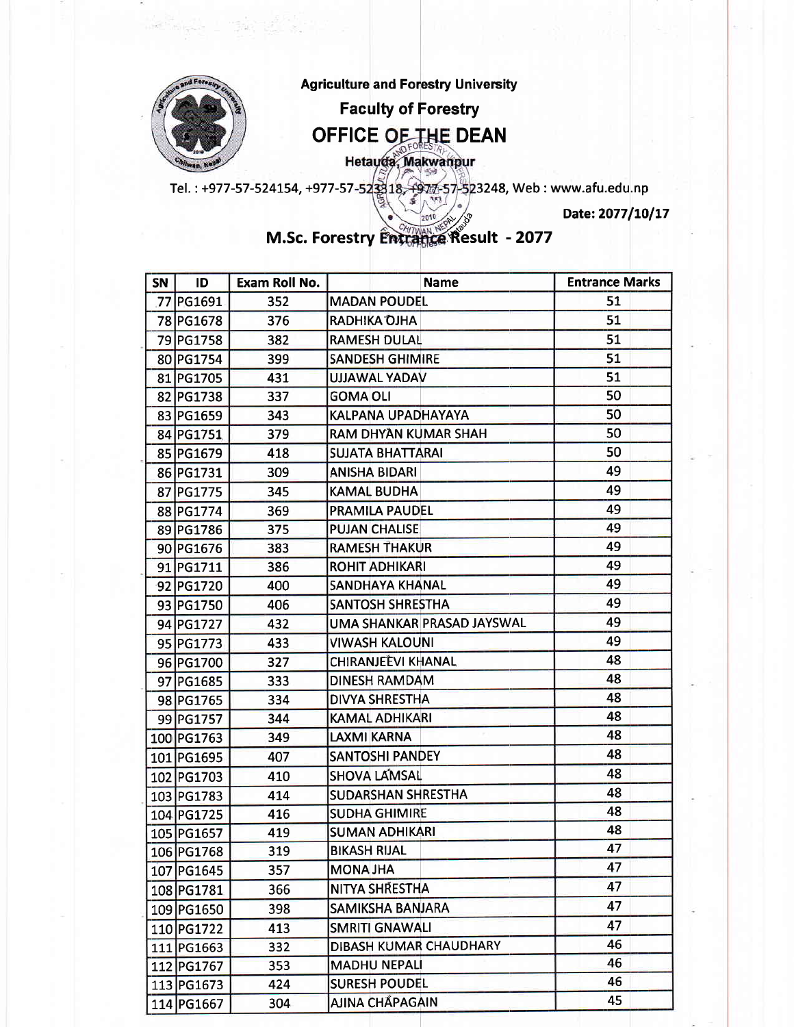Agriculture and Forestry University

**Faculty of Forestry**

## OFFICE OF THE DEAN

**Hetauda, Makwanpur**

Tel. : +977-57-524154, +977-57-523318, +977-57-523248, Web : www.afu.edu.np

Date: 2077/10/17

## M.Sc. Forestry Entrance Result - 2077

| SN | ID | Exam Roll No. | Name | Entrance Marks |
|---|---|---|---|---|
| 77 | PG1691 | 352 | MADAN POUDEL | 51 |
| 78 | PG1678 | 376 | RADHIKA OJHA | 51 |
| 79 | PG1758 | 382 | RAMESH DULAL | 51 |
| 80 | PG1754 | 399 | SANDESH GHIMIRE | 51 |
| 81 | PG1705 | 431 | UJJAWAL YADAV | 51 |
| 82 | PG1738 | 337 | GOMA OLI | 50 |
| 83 | PG1659 | 343 | KALPANA UPADHAYAYA | 50 |
| 84 | PG1751 | 379 | RAM DHYAN KUMAR SHAH | 50 |
| 85 | PG1679 | 418 | SUJATA BHATTARAI | 50 |
| 86 | PG1731 | 309 | ANISHA BIDARI | 49 |
| 87 | PG1775 | 345 | KAMAL BUDHA | 49 |
| 88 | PG1774 | 369 | PRAMILA PAUDEL | 49 |
| 89 | PG1786 | 375 | PUJAN CHALISE | 49 |
| 90 | PG1676 | 383 | RAMESH THAKUR | 49 |
| 91 | PG1711 | 386 | ROHIT ADHIKARI | 49 |
| 92 | PG1720 | 400 | SANDHAYA KHANAL | 49 |
| 93 | PG1750 | 406 | SANTOSH SHRESTHA | 49 |
| 94 | PG1727 | 432 | UMA SHANKAR PRASAD JAYSWAL | 49 |
| 95 | PG1773 | 433 | VIWASH KALOUNI | 49 |
| 96 | PG1700 | 327 | CHIRANJEEVI KHANAL | 48 |
| 97 | PG1685 | 333 | DINESH RAMDAM | 48 |
| 98 | PG1765 | 334 | DIVYA SHRESTHA | 48 |
| 99 | PG1757 | 344 | KAMAL ADHIKARI | 48 |
| 100 | PG1763 | 349 | LAXMI KARNA | 48 |
| 101 | PG1695 | 407 | SANTOSHI PANDEY | 48 |
| 102 | PG1703 | 410 | SHOVA LAMSAL | 48 |
| 103 | PG1783 | 414 | SUDARSHAN SHRESTHA | 48 |
| 104 | PG1725 | 416 | SUDHA GHIMIRE | 48 |
| 105 | PG1657 | 419 | SUMAN ADHIKARI | 48 |
| 106 | PG1768 | 319 | BIKASH RIJAL | 47 |
| 107 | PG1645 | 357 | MONA JHA | 47 |
| 108 | PG1781 | 366 | NITYA SHRESTHA | 47 |
| 109 | PG1650 | 398 | SAMIKSHA BANJARA | 47 |
| 110 | PG1722 | 413 | SMRITI GNAWALI | 47 |
| 111 | PG1663 | 332 | DIBASH KUMAR CHAUDHARY | 46 |
| 112 | PG1767 | 353 | MADHU NEPALI | 46 |
| 113 | PG1673 | 424 | SURESH POUDEL | 46 |
| 114 | PG1667 | 304 | AJINA CHAPAGAIN | 45 |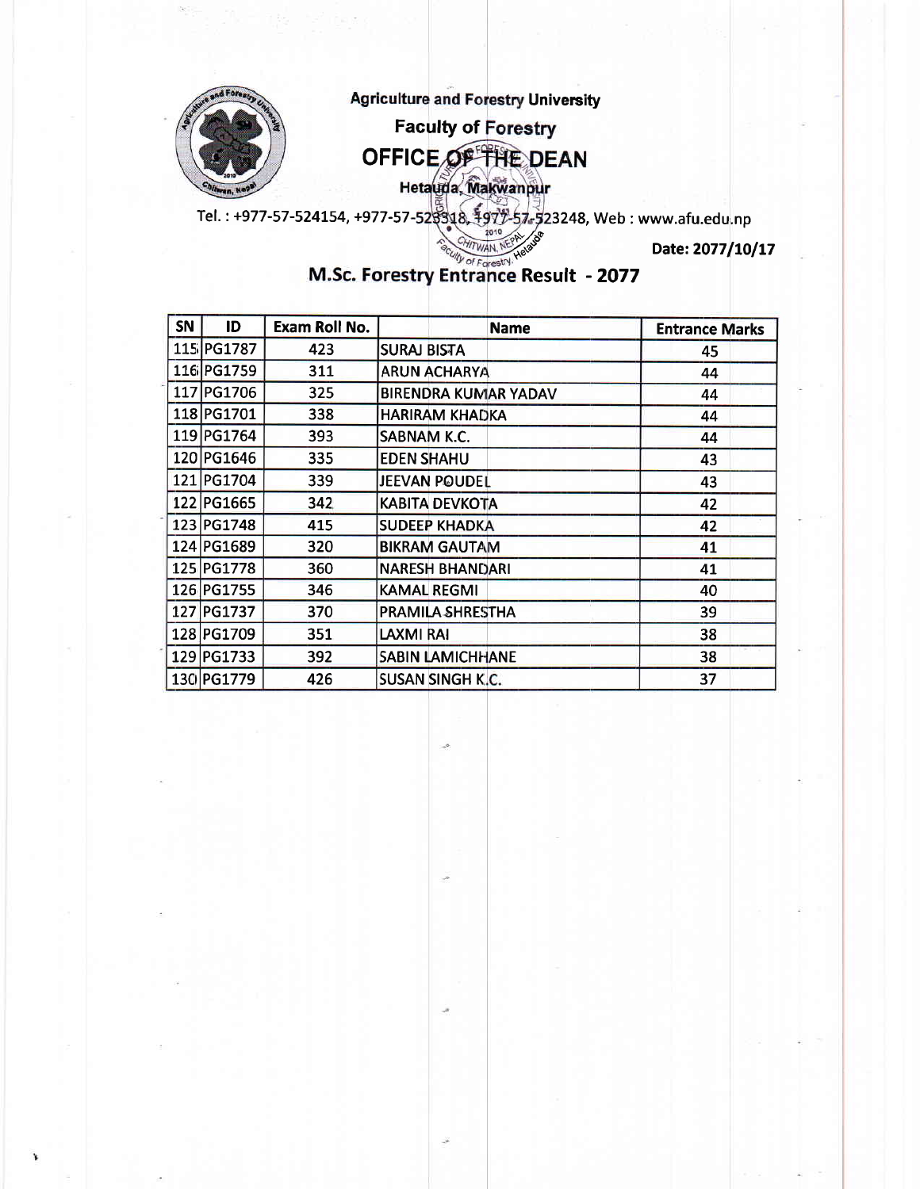Agriculture and Forestry University

Faculty of Forestry

# OFFICE OF THE DEAN

Hetauda, Makwanpur

Tel. : +977-57-524154, +977-57-523318, +977-57-523248, Web : www.afu.edu.np

Date: 2077/10/17

## M.Sc. Forestry Entrance Result - 2077

| SN | ID | Exam Roll No. | Name | Entrance Marks |
|---|---|---|---|---|
| 115 | PG1787 | 423 | SURAJ BISTA | 45 |
| 116 | PG1759 | 311 | ARUN ACHARYA | 44 |
| 117 | PG1706 | 325 | BIRENDRA KUMAR YADAV | 44 |
| 118 | PG1701 | 338 | HARIRAM KHADKA | 44 |
| 119 | PG1764 | 393 | SABNAM K.C. | 44 |
| 120 | PG1646 | 335 | EDEN SHAHU | 43 |
| 121 | PG1704 | 339 | JEEVAN POUDEL | 43 |
| 122 | PG1665 | 342 | KABITA DEVKOTA | 42 |
| 123 | PG1748 | 415 | SUDEEP KHADKA | 42 |
| 124 | PG1689 | 320 | BIKRAM GAUTAM | 41 |
| 125 | PG1778 | 360 | NARESH BHANDARI | 41 |
| 126 | PG1755 | 346 | KAMAL REGMI | 40 |
| 127 | PG1737 | 370 | PRAMILA SHRESTHA | 39 |
| 128 | PG1709 | 351 | LAXMI RAI | 38 |
| 129 | PG1733 | 392 | SABIN LAMICHHANE | 38 |
| 130 | PG1779 | 426 | SUSAN SINGH K.C. | 37 |